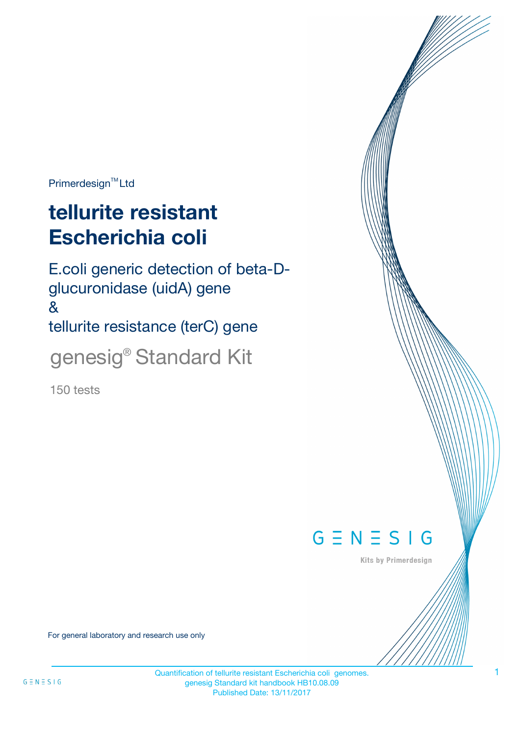Primerdesign™ Ltd

# tellurite resistant Escherichia coli

## E.coli generic detection of beta-D-glucuronidase (uidA) gene
## &
## tellurite resistance (terC) gene

genesig® Standard Kit

150 tests

GENESIG

Kits by Primerdesign

For general laboratory and research use only

Quantification of tellurite resistant Escherichia coli genomes.
genesig Standard kit handbook HB10.08.09
Published Date: 13/11/2017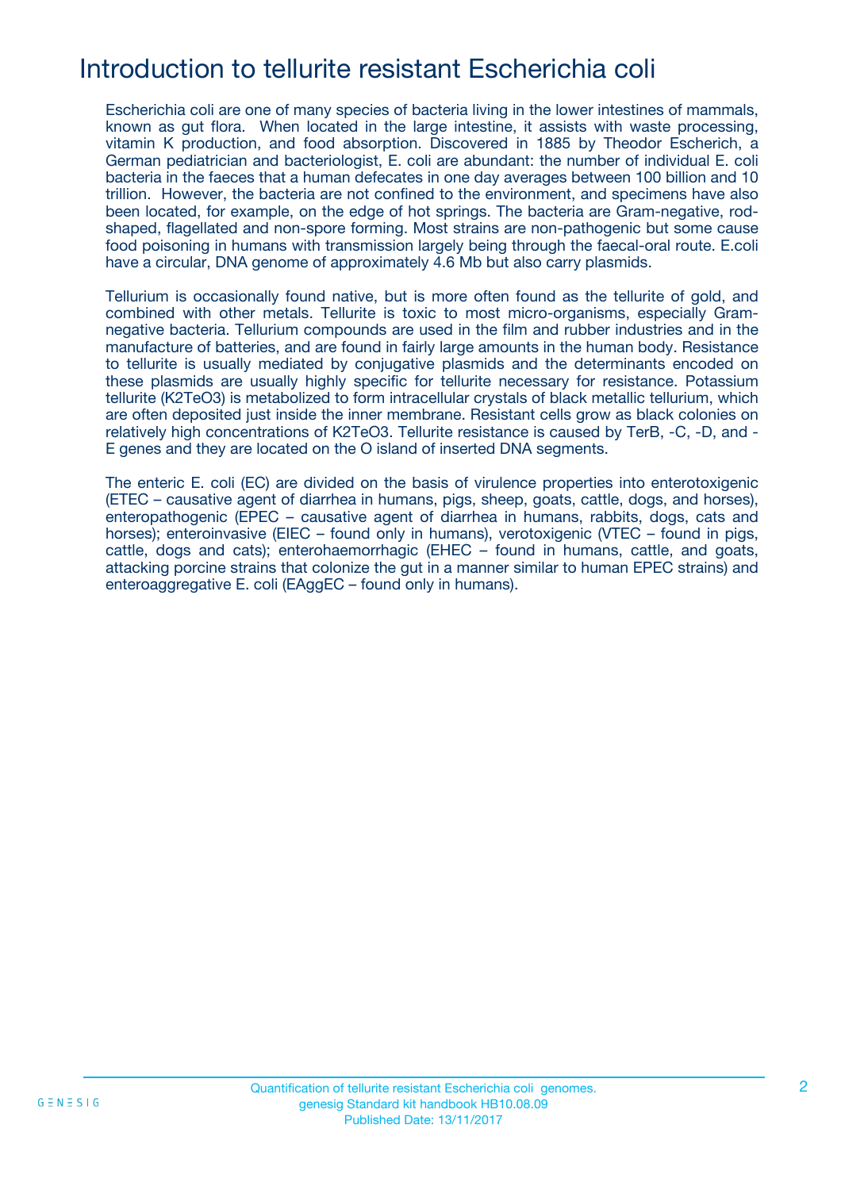# Introduction to tellurite resistant Escherichia coli

Escherichia coli are one of many species of bacteria living in the lower intestines of mammals, known as gut flora. When located in the large intestine, it assists with waste processing, vitamin K production, and food absorption. Discovered in 1885 by Theodor Escherich, a German pediatrician and bacteriologist, E. coli are abundant: the number of individual E. coli bacteria in the faeces that a human defecates in one day averages between 100 billion and 10 trillion. However, the bacteria are not confined to the environment, and specimens have also been located, for example, on the edge of hot springs. The bacteria are Gram-negative, rod-shaped, flagellated and non-spore forming. Most strains are non-pathogenic but some cause food poisoning in humans with transmission largely being through the faecal-oral route. E.coli have a circular, DNA genome of approximately 4.6 Mb but also carry plasmids.

Tellurium is occasionally found native, but is more often found as the tellurite of gold, and combined with other metals. Tellurite is toxic to most micro-organisms, especially Gram-negative bacteria. Tellurium compounds are used in the film and rubber industries and in the manufacture of batteries, and are found in fairly large amounts in the human body. Resistance to tellurite is usually mediated by conjugative plasmids and the determinants encoded on these plasmids are usually highly specific for tellurite necessary for resistance. Potassium tellurite ($K_2TeO_3$) is metabolized to form intracellular crystals of black metallic tellurium, which are often deposited just inside the inner membrane. Resistant cells grow as black colonies on relatively high concentrations of $K_2TeO_3$. Tellurite resistance is caused by TerB, -C, -D, and -E genes and they are located on the O island of inserted DNA segments.

The enteric E. coli (EC) are divided on the basis of virulence properties into enterotoxigenic (ETEC – causative agent of diarrhea in humans, pigs, sheep, goats, cattle, dogs, and horses), enteropathogenic (EPEC – causative agent of diarrhea in humans, rabbits, dogs, cats and horses); enteroinvasive (EIEC – found only in humans), verotoxigenic (VTEC – found in pigs, cattle, dogs and cats); enterohaemorrhagic (EHEC – found in humans, cattle, and goats, attacking porcine strains that colonize the gut in a manner similar to human EPEC strains) and enteroaggregative E. coli (EAggEC – found only in humans).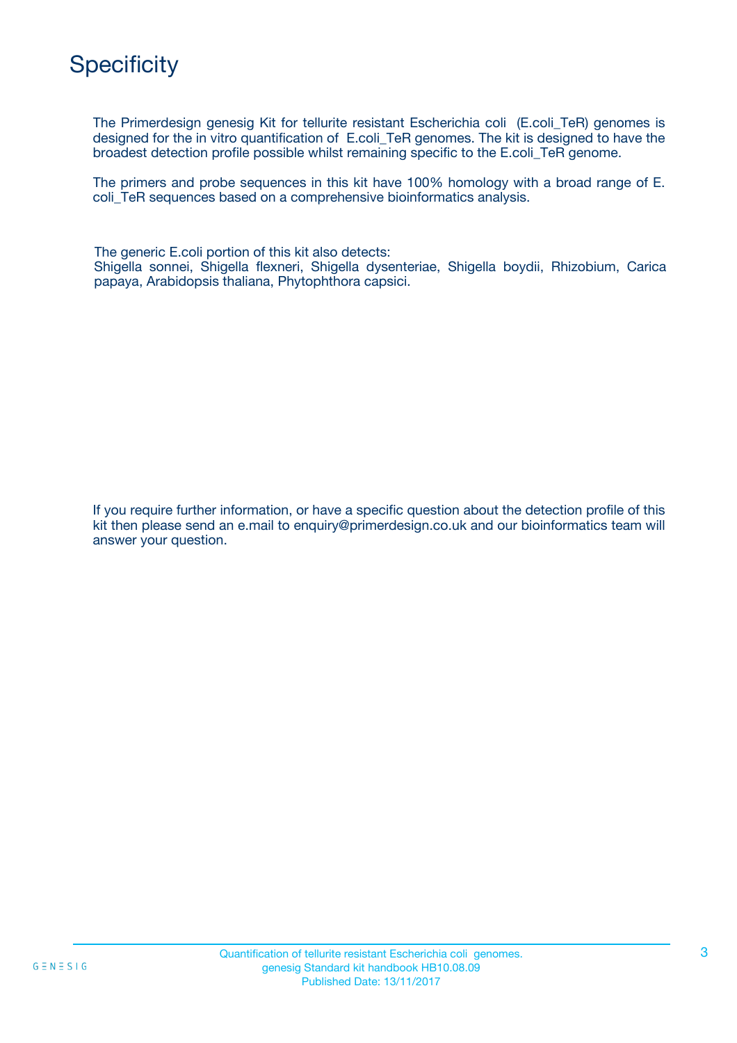# Specificity

The Primerdesign genesig Kit for tellurite resistant Escherichia coli (E.coli_TeR) genomes is designed for the in vitro quantification of E.coli_TeR genomes. The kit is designed to have the broadest detection profile possible whilst remaining specific to the E.coli_TeR genome.

The primers and probe sequences in this kit have 100% homology with a broad range of E. coli_TeR sequences based on a comprehensive bioinformatics analysis.

The generic E.coli portion of this kit also detects:
Shigella sonnei, Shigella flexneri, Shigella dysenteriae, Shigella boydii, Rhizobium, Carica papaya, Arabidopsis thaliana, Phytophthora capsici.

If you require further information, or have a specific question about the detection profile of this kit then please send an e.mail to enquiry@primerdesign.co.uk and our bioinformatics team will answer your question.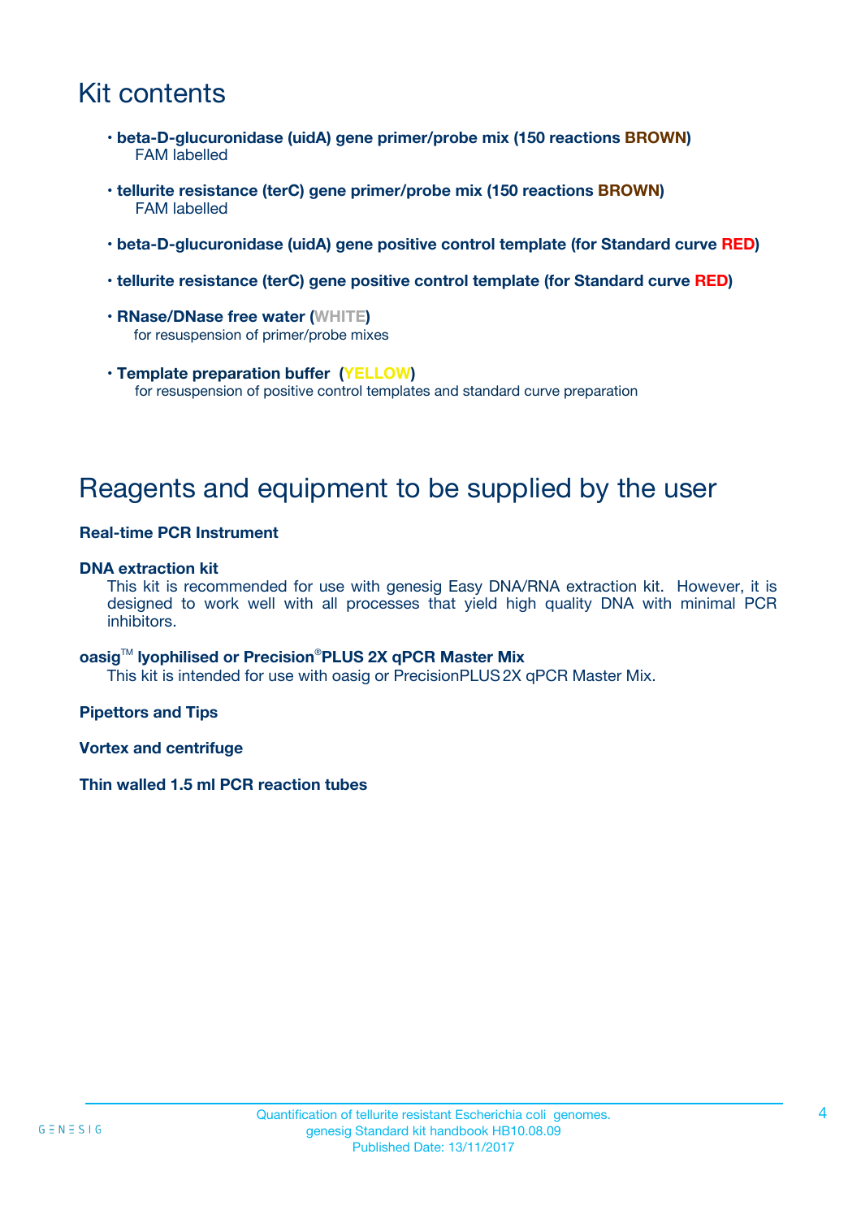# Kit contents

- **beta-D-glucuronidase (uidA) gene primer/probe mix (150 reactions BROWN)**
  FAM labelled
- **tellurite resistance (terC) gene primer/probe mix (150 reactions BROWN)**
  FAM labelled
- **beta-D-glucuronidase (uidA) gene positive control template (for Standard curve RED)**
- **tellurite resistance (terC) gene positive control template (for Standard curve RED)**
- **RNase/DNase free water (WHITE)**
  for resuspension of primer/probe mixes
- **Template preparation buffer (YELLOW)**
  for resuspension of positive control templates and standard curve preparation

# Reagents and equipment to be supplied by the user

**Real-time PCR Instrument**

**DNA extraction kit**

This kit is recommended for use with genesig Easy DNA/RNA extraction kit. However, it is designed to work well with all processes that yield high quality DNA with minimal PCR inhibitors.

**oasig™ lyophilised or Precision®PLUS 2X qPCR Master Mix**

This kit is intended for use with oasig or PrecisionPLUS 2X qPCR Master Mix.

**Pipettors and Tips**

**Vortex and centrifuge**

**Thin walled 1.5 ml PCR reaction tubes**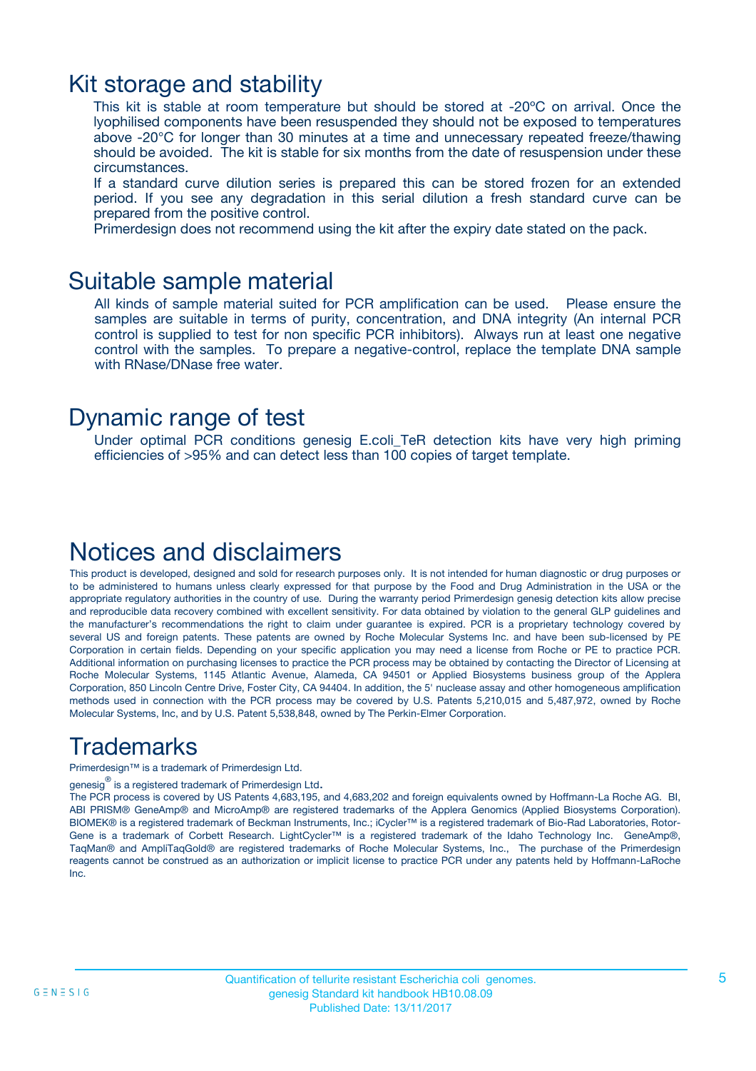## Kit storage and stability

This kit is stable at room temperature but should be stored at -20ºC on arrival. Once the lyophilised components have been resuspended they should not be exposed to temperatures above -20°C for longer than 30 minutes at a time and unnecessary repeated freeze/thawing should be avoided. The kit is stable for six months from the date of resuspension under these circumstances.

If a standard curve dilution series is prepared this can be stored frozen for an extended period. If you see any degradation in this serial dilution a fresh standard curve can be prepared from the positive control.

Primerdesign does not recommend using the kit after the expiry date stated on the pack.

## Suitable sample material

All kinds of sample material suited for PCR amplification can be used. Please ensure the samples are suitable in terms of purity, concentration, and DNA integrity (An internal PCR control is supplied to test for non specific PCR inhibitors). Always run at least one negative control with the samples. To prepare a negative-control, replace the template DNA sample with RNase/DNase free water.

## Dynamic range of test

Under optimal PCR conditions genesig E.coli_TeR detection kits have very high priming efficiencies of >95% and can detect less than 100 copies of target template.

## Notices and disclaimers

This product is developed, designed and sold for research purposes only. It is not intended for human diagnostic or drug purposes or to be administered to humans unless clearly expressed for that purpose by the Food and Drug Administration in the USA or the appropriate regulatory authorities in the country of use. During the warranty period Primerdesign genesig detection kits allow precise and reproducible data recovery combined with excellent sensitivity. For data obtained by violation to the general GLP guidelines and the manufacturer's recommendations the right to claim under guarantee is expired. PCR is a proprietary technology covered by several US and foreign patents. These patents are owned by Roche Molecular Systems Inc. and have been sub-licensed by PE Corporation in certain fields. Depending on your specific application you may need a license from Roche or PE to practice PCR. Additional information on purchasing licenses to practice the PCR process may be obtained by contacting the Director of Licensing at Roche Molecular Systems, 1145 Atlantic Avenue, Alameda, CA 94501 or Applied Biosystems business group of the Applera Corporation, 850 Lincoln Centre Drive, Foster City, CA 94404. In addition, the 5' nuclease assay and other homogeneous amplification methods used in connection with the PCR process may be covered by U.S. Patents 5,210,015 and 5,487,972, owned by Roche Molecular Systems, Inc, and by U.S. Patent 5,538,848, owned by The Perkin-Elmer Corporation.

## Trademarks

Primerdesign™ is a trademark of Primerdesign Ltd.

genesig® is a registered trademark of Primerdesign Ltd.

The PCR process is covered by US Patents 4,683,195, and 4,683,202 and foreign equivalents owned by Hoffmann-La Roche AG. BI, ABI PRISM® GeneAmp® and MicroAmp® are registered trademarks of the Applera Genomics (Applied Biosystems Corporation). BIOMEK® is a registered trademark of Beckman Instruments, Inc.; iCycler™ is a registered trademark of Bio-Rad Laboratories, Rotor-Gene is a trademark of Corbett Research. LightCycler™ is a registered trademark of the Idaho Technology Inc. GeneAmp®, TaqMan® and AmpliTaqGold® are registered trademarks of Roche Molecular Systems, Inc., The purchase of the Primerdesign reagents cannot be construed as an authorization or implicit license to practice PCR under any patents held by Hoffmann-LaRoche Inc.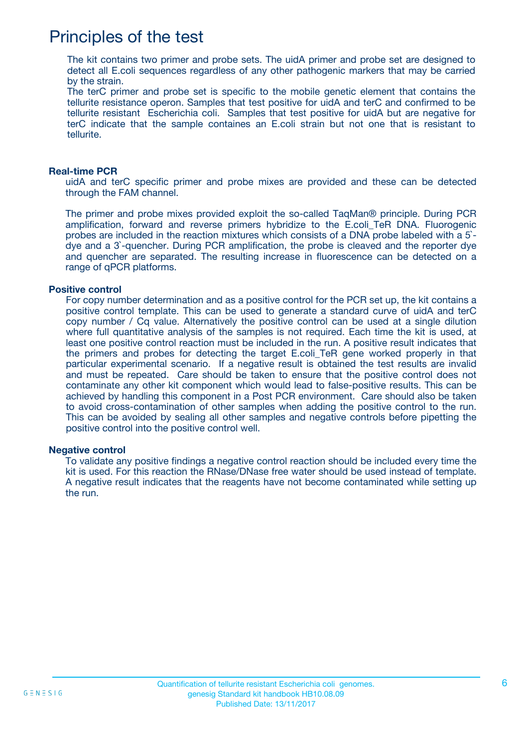# Principles of the test

The kit contains two primer and probe sets. The uidA primer and probe set are designed to detect all E.coli sequences regardless of any other pathogenic markers that may be carried by the strain.
The terC primer and probe set is specific to the mobile genetic element that contains the tellurite resistance operon. Samples that test positive for uidA and terC and confirmed to be tellurite resistant Escherichia coli. Samples that test positive for uidA but are negative for terC indicate that the sample containes an E.coli strain but not one that is resistant to tellurite.

### Real-time PCR

uidA and terC specific primer and probe mixes are provided and these can be detected through the FAM channel.

The primer and probe mixes provided exploit the so-called TaqMan® principle. During PCR amplification, forward and reverse primers hybridize to the E.coli_TeR DNA. Fluorogenic probes are included in the reaction mixtures which consists of a DNA probe labeled with a 5`-dye and a 3`-quencher. During PCR amplification, the probe is cleaved and the reporter dye and quencher are separated. The resulting increase in fluorescence can be detected on a range of qPCR platforms.

### Positive control

For copy number determination and as a positive control for the PCR set up, the kit contains a positive control template. This can be used to generate a standard curve of uidA and terC copy number / Cq value. Alternatively the positive control can be used at a single dilution where full quantitative analysis of the samples is not required. Each time the kit is used, at least one positive control reaction must be included in the run. A positive result indicates that the primers and probes for detecting the target E.coli_TeR gene worked properly in that particular experimental scenario. If a negative result is obtained the test results are invalid and must be repeated. Care should be taken to ensure that the positive control does not contaminate any other kit component which would lead to false-positive results. This can be achieved by handling this component in a Post PCR environment. Care should also be taken to avoid cross-contamination of other samples when adding the positive control to the run. This can be avoided by sealing all other samples and negative controls before pipetting the positive control into the positive control well.

### Negative control

To validate any positive findings a negative control reaction should be included every time the kit is used. For this reaction the RNase/DNase free water should be used instead of template. A negative result indicates that the reagents have not become contaminated while setting up the run.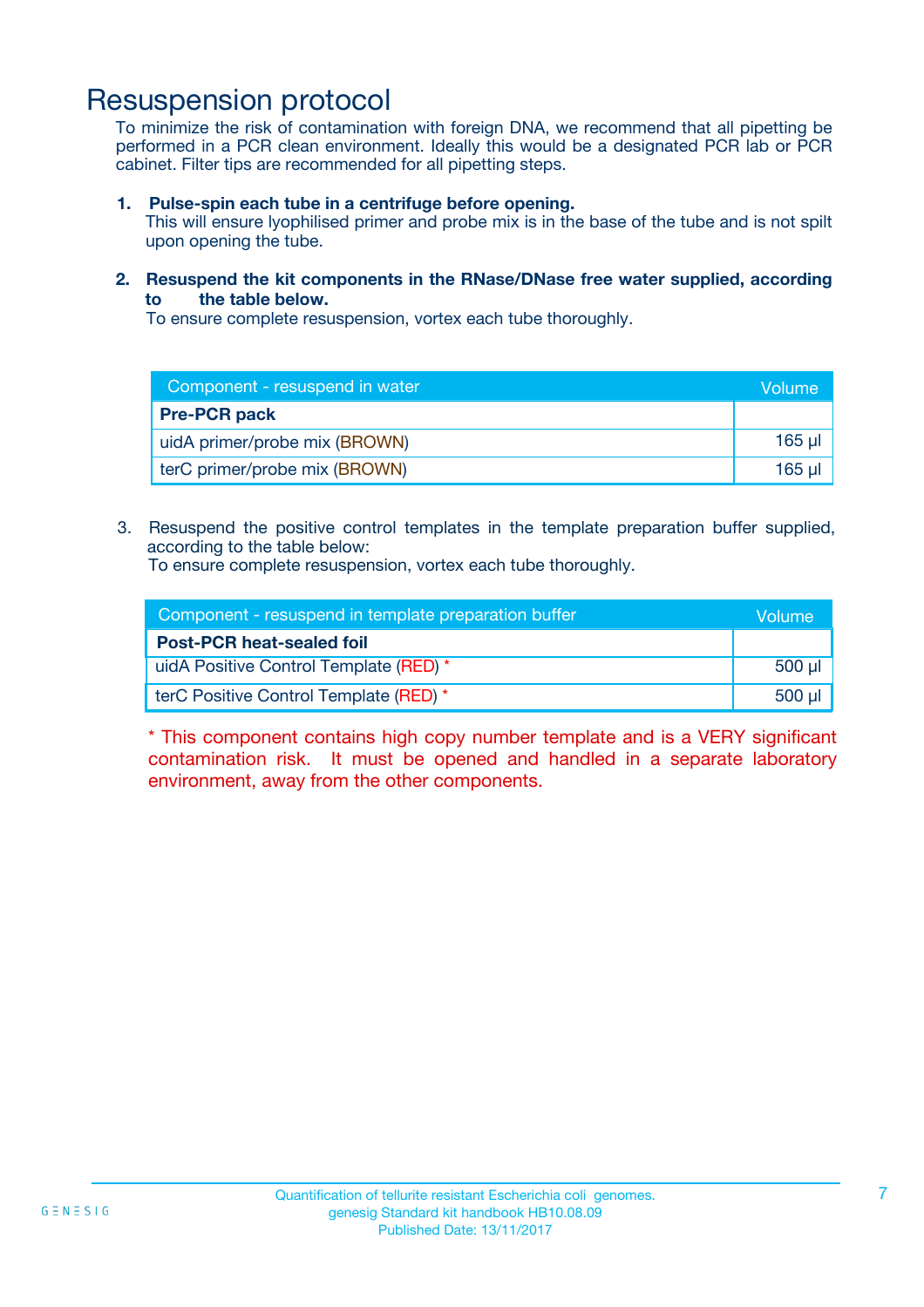# Resuspension protocol

To minimize the risk of contamination with foreign DNA, we recommend that all pipetting be performed in a PCR clean environment. Ideally this would be a designated PCR lab or PCR cabinet. Filter tips are recommended for all pipetting steps.

1. **Pulse-spin each tube in a centrifuge before opening.**
   This will ensure lyophilised primer and probe mix is in the base of the tube and is not spilt upon opening the tube.

2. **Resuspend the kit components in the RNase/DNase free water supplied, according to the table below.**
   To ensure complete resuspension, vortex each tube thoroughly.

| Component - resuspend in water | Volume |
| --- | --- |
| **Pre-PCR pack** | |
| uidA primer/probe mix (BROWN) | 165 µl |
| terC primer/probe mix (BROWN) | 165 µl |

3. Resuspend the positive control templates in the template preparation buffer supplied, according to the table below:
   To ensure complete resuspension, vortex each tube thoroughly.

| Component - resuspend in template preparation buffer | Volume |
| --- | --- |
| **Post-PCR heat-sealed foil** | |
| uidA Positive Control Template (RED) * | 500 µl |
| terC Positive Control Template (RED) * | 500 µl |

* This component contains high copy number template and is a VERY significant contamination risk. It must be opened and handled in a separate laboratory environment, away from the other components.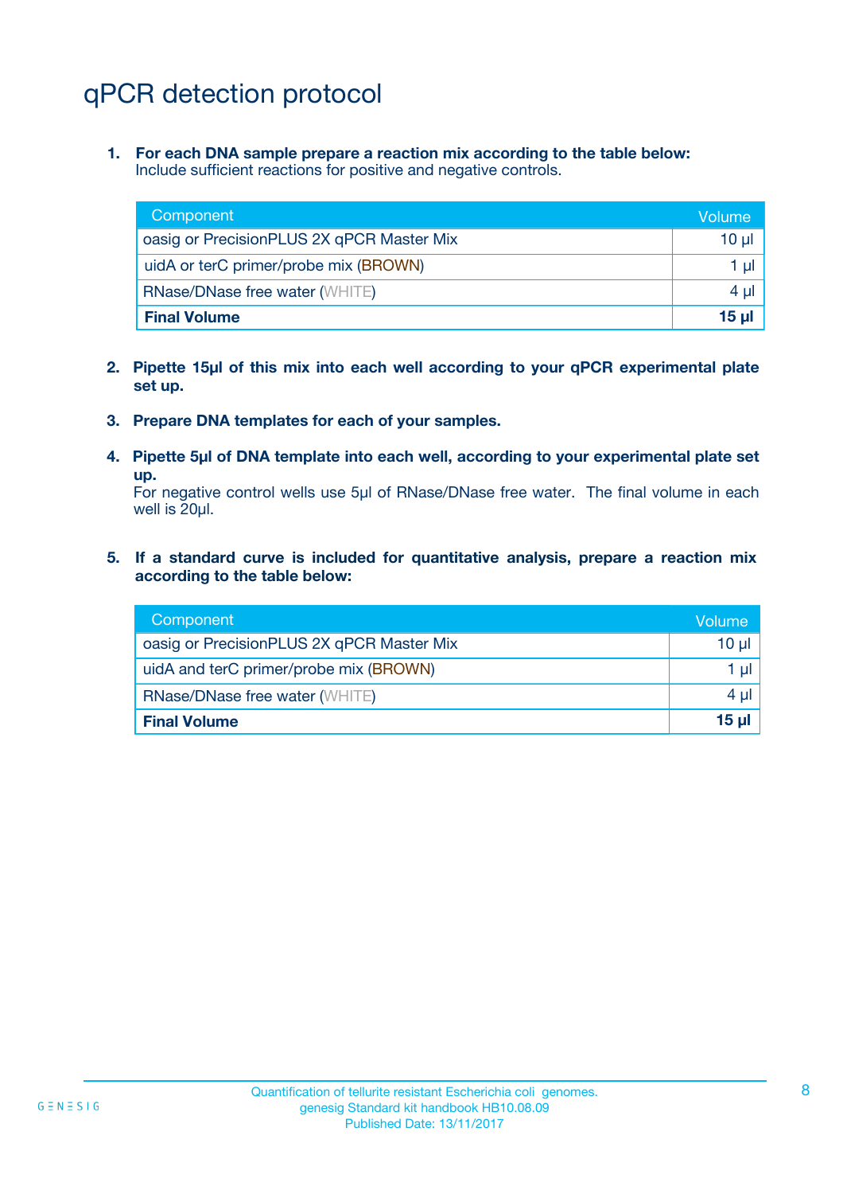# qPCR detection protocol

1. **For each DNA sample prepare a reaction mix according to the table below:**
   Include sufficient reactions for positive and negative controls.

| Component | Volume |
| --- | --- |
| oasig or PrecisionPLUS 2X qPCR Master Mix | 10 µl |
| uidA or terC primer/probe mix (BROWN) | 1 µl |
| RNase/DNase free water (WHITE) | 4 µl |
| **Final Volume** | **15 µl** |

2. **Pipette 15µl of this mix into each well according to your qPCR experimental plate set up.**

3. **Prepare DNA templates for each of your samples.**

4. **Pipette 5µl of DNA template into each well, according to your experimental plate set up.**
   For negative control wells use 5µl of RNase/DNase free water. The final volume in each well is 20µl.

5. **If a standard curve is included for quantitative analysis, prepare a reaction mix according to the table below:**

| Component | Volume |
| --- | --- |
| oasig or PrecisionPLUS 2X qPCR Master Mix | 10 µl |
| uidA and terC primer/probe mix (BROWN) | 1 µl |
| RNase/DNase free water (WHITE) | 4 µl |
| **Final Volume** | **15 µl** |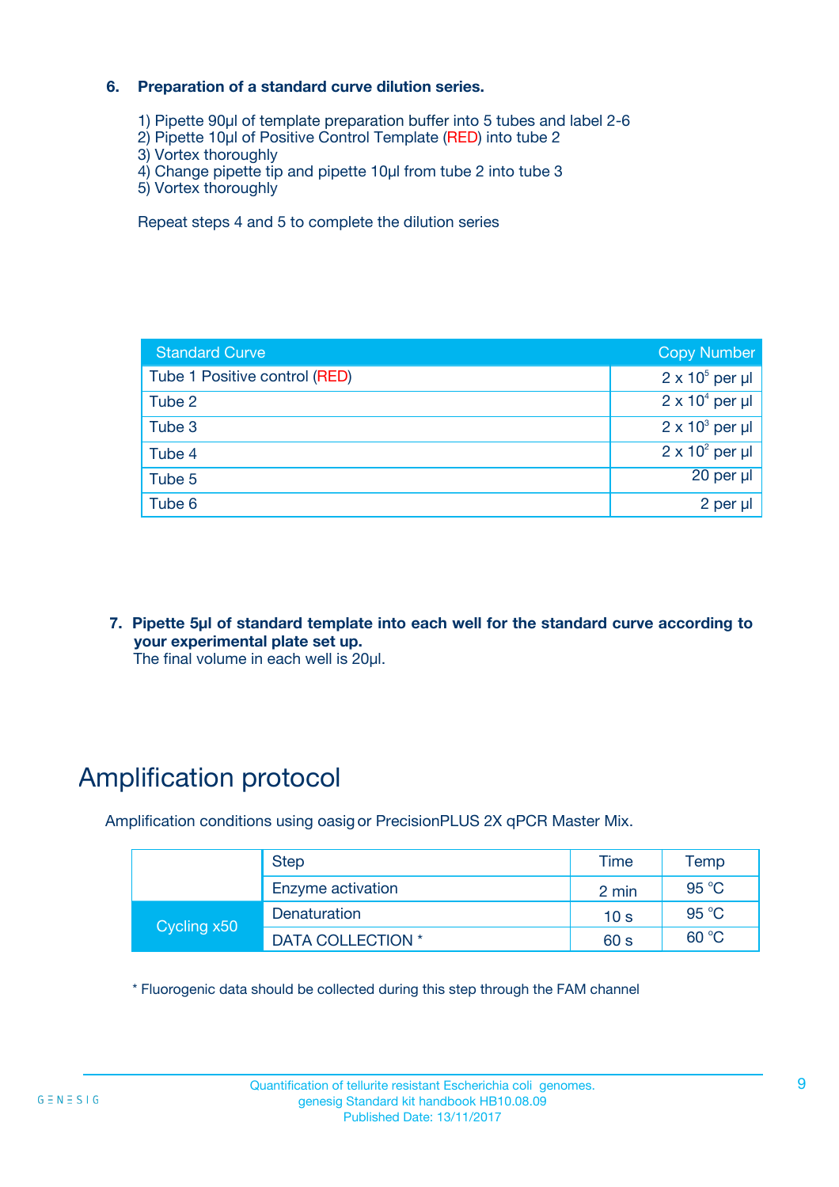### 6. Preparation of a standard curve dilution series.

1) Pipette 90µl of template preparation buffer into 5 tubes and label 2-6
2) Pipette 10µl of Positive Control Template (RED) into tube 2
3) Vortex thoroughly
4) Change pipette tip and pipette 10µl from tube 2 into tube 3
5) Vortex thoroughly

Repeat steps 4 and 5 to complete the dilution series

| Standard Curve | Copy Number |
|---|---|
| Tube 1 Positive control (RED) | $2 \times 10^5$ per µl |
| Tube 2 | $2 \times 10^4$ per µl |
| Tube 3 | $2 \times 10^3$ per µl |
| Tube 4 | $2 \times 10^2$ per µl |
| Tube 5 | 20 per µl |
| Tube 6 | 2 per µl |

### 7. Pipette 5µl of standard template into each well for the standard curve according to your experimental plate set up.

The final volume in each well is 20µl.

# Amplification protocol

Amplification conditions using oasig or PrecisionPLUS 2X qPCR Master Mix.

| | Step | Time | Temp |
|---|---|---|---|
| | Enzyme activation | 2 min | 95 °C |
| Cycling x50 | Denaturation | 10 s | 95 °C |
| | DATA COLLECTION * | 60 s | 60 °C |

\* Fluorogenic data should be collected during this step through the FAM channel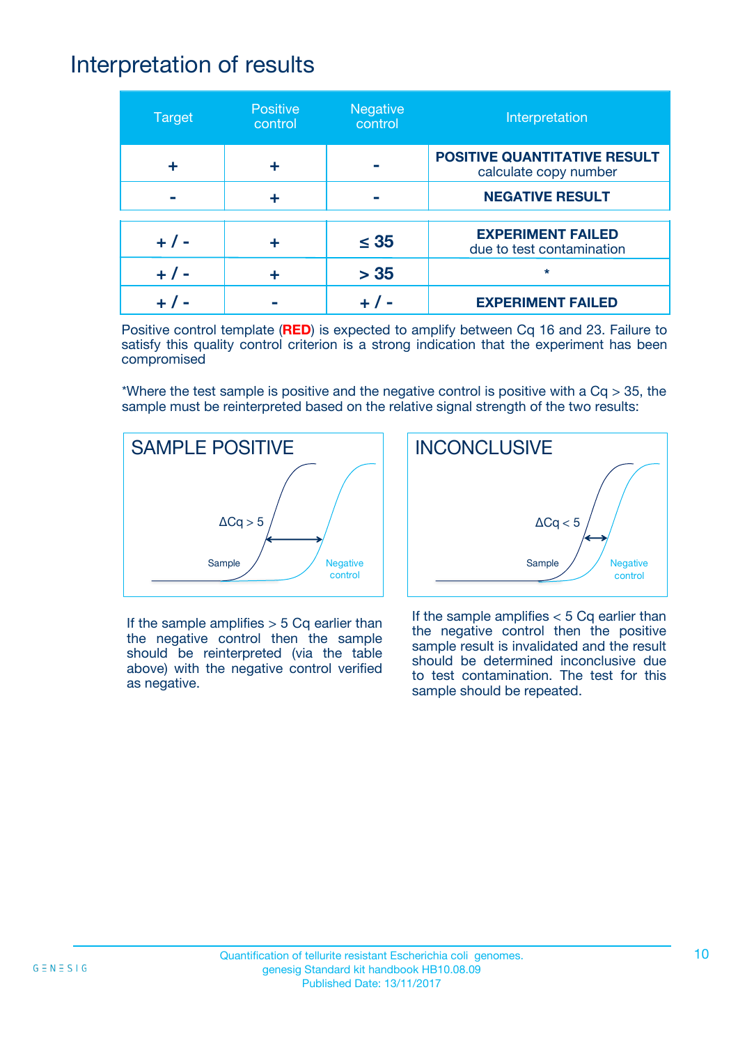# Interpretation of results

| Target | Positive control | Negative control | Interpretation |
|---|---|---|---|
| + | + | - | **POSITIVE QUANTITATIVE RESULT** calculate copy number |
| - | + | - | **NEGATIVE RESULT** |
| + / - | + | ≤ 35 | **EXPERIMENT FAILED** due to test contamination |
| + / - | + | > 35 | * |
| + / - | - | + / - | **EXPERIMENT FAILED** |

Positive control template (**RED**) is expected to amplify between Cq 16 and 23. Failure to satisfy this quality control criterion is a strong indication that the experiment has been compromised

*Where the test sample is positive and the negative control is positive with a Cq > 35, the sample must be reinterpreted based on the relative signal strength of the two results:

SAMPLE POSITIVE

ΔCq > 5

Sample

Negative control

If the sample amplifies > 5 Cq earlier than the negative control then the sample should be reinterpreted (via the table above) with the negative control verified as negative.

INCONCLUSIVE

ΔCq < 5

Sample

Negative control

If the sample amplifies < 5 Cq earlier than the negative control then the positive sample result is invalidated and the result should be determined inconclusive due to test contamination. The test for this sample should be repeated.